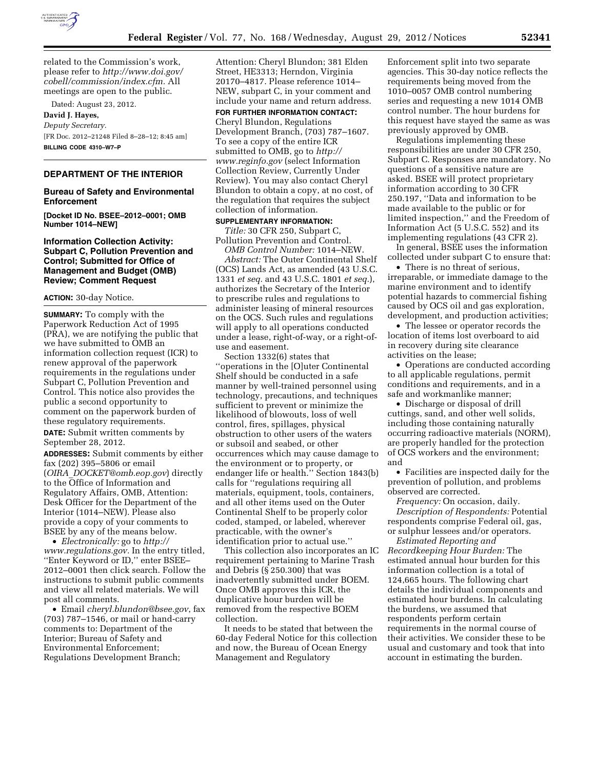related to the Commission's work, please refer to *http://www.doi.gov/cobell/commission/index.cfm.* All meetings are open to the public.

Dated: August 23, 2012.

**David J. Hayes,**

*Deputy Secretary.*

[FR Doc. 2012–21248 Filed 8–28–12; 8:45 am]

**BILLING CODE 4310–W7–P**

## DEPARTMENT OF THE INTERIOR

### Bureau of Safety and Environmental Enforcement

**[Docket ID No. BSEE–2012–0001; OMB Number 1014–NEW]**

### Information Collection Activity: Subpart C, Pollution Prevention and Control; Submitted for Office of Management and Budget (OMB) Review; Comment Request

**ACTION:** 30-day Notice.

**SUMMARY:** To comply with the Paperwork Reduction Act of 1995 (PRA), we are notifying the public that we have submitted to OMB an information collection request (ICR) to renew approval of the paperwork requirements in the regulations under Subpart C, Pollution Prevention and Control. This notice also provides the public a second opportunity to comment on the paperwork burden of these regulatory requirements.

**DATE:** Submit written comments by September 28, 2012.

**ADDRESSES:** Submit comments by either fax (202) 395–5806 or email (*OIRA_DOCKET@omb.eop.gov*) directly to the Office of Information and Regulatory Affairs, OMB, Attention: Desk Officer for the Department of the Interior (1014–NEW). Please also provide a copy of your comments to BSEE by any of the means below.

- *Electronically:* go to *http://www.regulations.gov.* In the entry titled, ''Enter Keyword or ID,'' enter BSEE–2012–0001 then click search. Follow the instructions to submit public comments and view all related materials. We will post all comments.
- Email *cheryl.blundon@bsee.gov*, fax (703) 787–1546, or mail or hand-carry comments to: Department of the Interior; Bureau of Safety and Environmental Enforcement; Regulations Development Branch; Attention: Cheryl Blundon; 381 Elden Street, HE3313; Herndon, Virginia 20170–4817. Please reference 1014–NEW, subpart C, in your comment and include your name and return address.

**FOR FURTHER INFORMATION CONTACT:** Cheryl Blundon, Regulations Development Branch, (703) 787–1607. To see a copy of the entire ICR submitted to OMB, go to *http://www.reginfo.gov* (select Information Collection Review, Currently Under Review). You may also contact Cheryl Blundon to obtain a copy, at no cost, of the regulation that requires the subject collection of information.

**SUPPLEMENTARY INFORMATION:**

*Title:* 30 CFR 250, Subpart C, Pollution Prevention and Control.

*OMB Control Number:* 1014–NEW.

*Abstract:* The Outer Continental Shelf (OCS) Lands Act, as amended (43 U.S.C. 1331 *et seq.* and 43 U.S.C. 1801 *et seq.*), authorizes the Secretary of the Interior to prescribe rules and regulations to administer leasing of mineral resources on the OCS. Such rules and regulations will apply to all operations conducted under a lease, right-of-way, or a right-of-use and easement.

Section 1332(6) states that ''operations in the [O]uter Continental Shelf should be conducted in a safe manner by well-trained personnel using technology, precautions, and techniques sufficient to prevent or minimize the likelihood of blowouts, loss of well control, fires, spillages, physical obstruction to other users of the waters or subsoil and seabed, or other occurrences which may cause damage to the environment or to property, or endanger life or health.'' Section 1843(b) calls for ''regulations requiring all materials, equipment, tools, containers, and all other items used on the Outer Continental Shelf to be properly color coded, stamped, or labeled, wherever practicable, with the owner's identification prior to actual use.''

This collection also incorporates an IC requirement pertaining to Marine Trash and Debris (§ 250.300) that was inadvertently submitted under BOEM. Once OMB approves this ICR, the duplicative hour burden will be removed from the respective BOEM collection.

It needs to be stated that between the 60-day Federal Notice for this collection and now, the Bureau of Ocean Energy Management and Regulatory Enforcement split into two separate agencies. This 30-day notice reflects the requirements being moved from the 1010–0057 OMB control numbering series and requesting a new 1014 OMB control number. The hour burdens for this request have stayed the same as was previously approved by OMB.

Regulations implementing these responsibilities are under 30 CFR 250, Subpart C. Responses are mandatory. No questions of a sensitive nature are asked. BSEE will protect proprietary information according to 30 CFR 250.197, ''Data and information to be made available to the public or for limited inspection,'' and the Freedom of Information Act (5 U.S.C. 552) and its implementing regulations (43 CFR 2).

In general, BSEE uses the information collected under subpart C to ensure that:

- There is no threat of serious, irreparable, or immediate damage to the marine environment and to identify potential hazards to commercial fishing caused by OCS oil and gas exploration, development, and production activities;
- The lessee or operator records the location of items lost overboard to aid in recovery during site clearance activities on the lease;
- Operations are conducted according to all applicable regulations, permit conditions and requirements, and in a safe and workmanlike manner;
- Discharge or disposal of drill cuttings, sand, and other well solids, including those containing naturally occurring radioactive materials (NORM), are properly handled for the protection of OCS workers and the environment; and
- Facilities are inspected daily for the prevention of pollution, and problems observed are corrected.

*Frequency:* On occasion, daily.

*Description of Respondents:* Potential respondents comprise Federal oil, gas, or sulphur lessees and/or operators.

*Estimated Reporting and Recordkeeping Hour Burden:* The estimated annual hour burden for this information collection is a total of 124,665 hours. The following chart details the individual components and estimated hour burdens. In calculating the burdens, we assumed that respondents perform certain requirements in the normal course of their activities. We consider these to be usual and customary and took that into account in estimating the burden.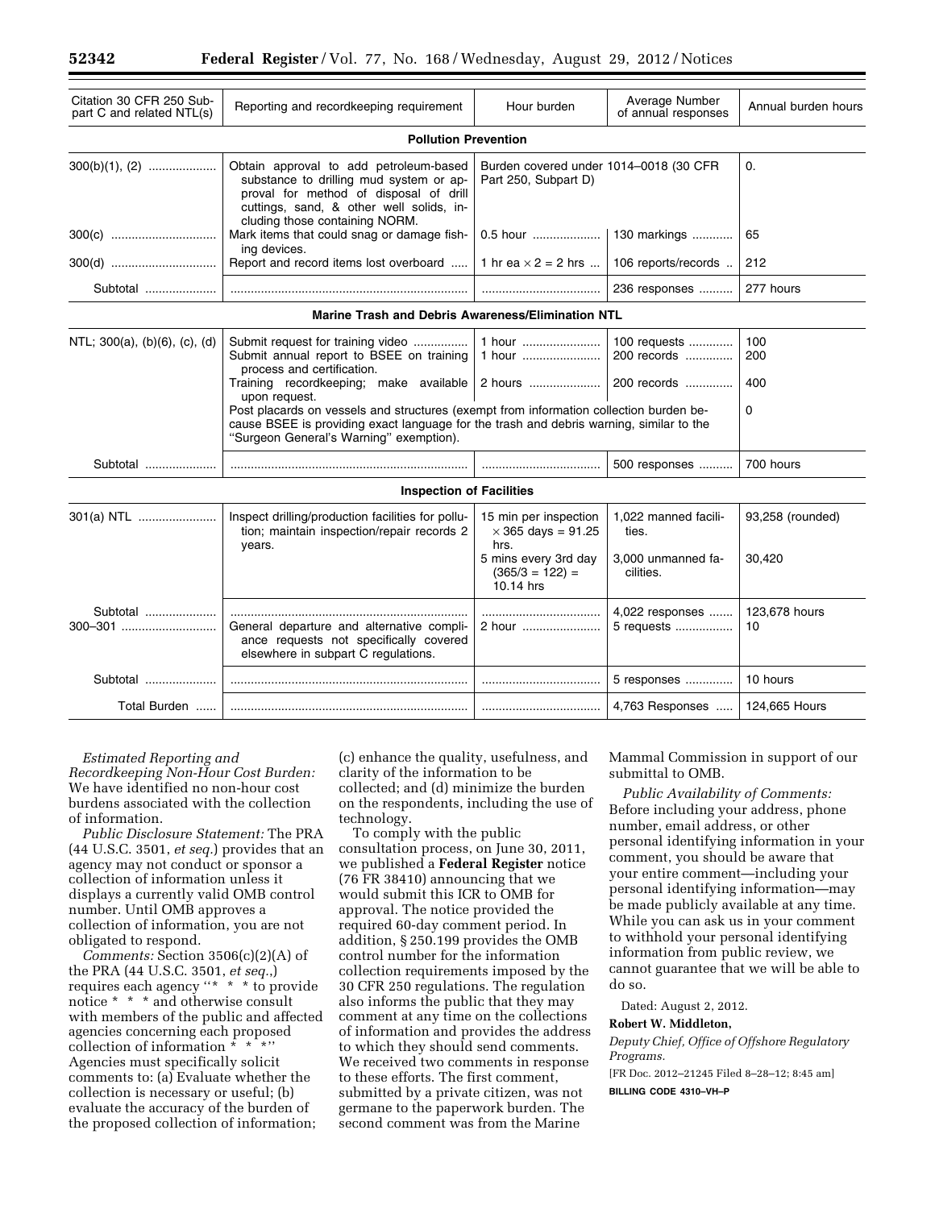| Citation 30 CFR 250 Subpart C and related NTL(s) | Reporting and recordkeeping requirement | Hour burden | Average Number of annual responses | Annual burden hours |
|---|---|---|---|---|
| **Pollution Prevention** | | | | |
| 300(b)(1), (2) | Obtain approval to add petroleum-based substance to drilling mud system or approval for method of disposal of drill cuttings, sand, & other well solids, including those containing NORM. | Burden covered under 1014–0018 (30 CFR Part 250, Subpart D) | | 0. |
| 300(c) | Mark items that could snag or damage fishing devices. | 0.5 hour | 130 markings | 65 |
| 300(d) | Report and record items lost overboard | 1 hr ea × 2 = 2 hrs | 106 reports/records | 212 |
| Subtotal | | | 236 responses | 277 hours |
| **Marine Trash and Debris Awareness/Elimination NTL** | | | | |
| NTL; 300(a), (b)(6), (c), (d) | Submit request for training video | 1 hour | 100 requests | 100 |
| | Submit annual report to BSEE on training process and certification. | 1 hour | 200 records | 200 |
| | Training recordkeeping; make available upon request. | 2 hours | 200 records | 400 |
| | Post placards on vessels and structures (exempt from information collection burden because BSEE is providing exact language for the trash and debris warning, similar to the "Surgeon General's Warning" exemption). | | | 0 |
| Subtotal | | | 500 responses | 700 hours |
| **Inspection of Facilities** | | | | |
| 301(a) NTL | Inspect drilling/production facilities for pollution; maintain inspection/repair records 2 years. | 15 min per inspection × 365 days = 91.25 hrs. | 1,022 manned facilities. | 93,258 (rounded) |
| | | 5 mins every 3rd day (365/3 = 122) = 10.14 hrs | 3,000 unmanned facilities. | 30,420 |
| Subtotal | | | 4,022 responses | 123,678 hours |
| 300–301 | General departure and alternative compliance requests not specifically covered elsewhere in subpart C regulations. | 2 hour | 5 requests | 10 |
| Subtotal | | | 5 responses | 10 hours |
| Total Burden | | | 4,763 Responses | 124,665 Hours |

*Estimated Reporting and Recordkeeping Non-Hour Cost Burden:* We have identified no non-hour cost burdens associated with the collection of information.

*Public Disclosure Statement:* The PRA (44 U.S.C. 3501, *et seq.*) provides that an agency may not conduct or sponsor a collection of information unless it displays a currently valid OMB control number. Until OMB approves a collection of information, you are not obligated to respond.

*Comments:* Section 3506(c)(2)(A) of the PRA (44 U.S.C. 3501, *et seq.*,) requires each agency "* * * to provide notice * * * and otherwise consult with members of the public and affected agencies concerning each proposed collection of information * * *" Agencies must specifically solicit comments to: (a) Evaluate whether the collection is necessary or useful; (b) evaluate the accuracy of the burden of the proposed collection of information; (c) enhance the quality, usefulness, and clarity of the information to be collected; and (d) minimize the burden on the respondents, including the use of technology.

To comply with the public consultation process, on June 30, 2011, we published a **Federal Register** notice (76 FR 38410) announcing that we would submit this ICR to OMB for approval. The notice provided the required 60-day comment period. In addition, § 250.199 provides the OMB control number for the information collection requirements imposed by the 30 CFR 250 regulations. The regulation also informs the public that they may comment at any time on the collections of information and provides the address to which they should send comments. We received two comments in response to these efforts. The first comment, submitted by a private citizen, was not germane to the paperwork burden. The second comment was from the Marine Mammal Commission in support of our submittal to OMB.

*Public Availability of Comments:* Before including your address, phone number, email address, or other personal identifying information in your comment, you should be aware that your entire comment—including your personal identifying information—may be made publicly available at any time. While you can ask us in your comment to withhold your personal identifying information from public review, we cannot guarantee that we will be able to do so.

Dated: August 2, 2012.

**Robert W. Middleton,**

*Deputy Chief, Office of Offshore Regulatory Programs.*

[FR Doc. 2012–21245 Filed 8–28–12; 8:45 am]

**BILLING CODE 4310–VH–P**